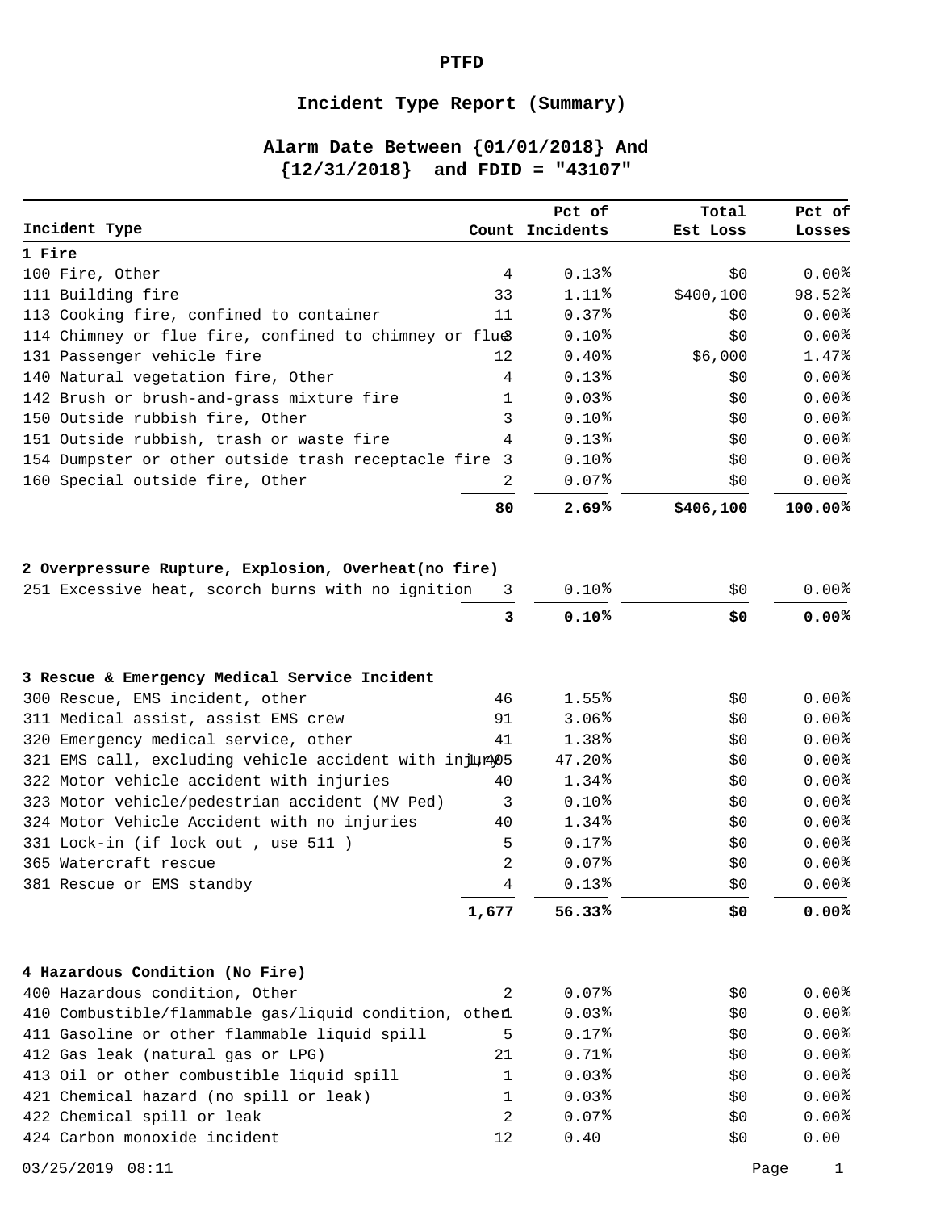**PTFD**

# Incident Type Report (Summary)

## Alarm Date Between {01/01/2018} And {12/31/2018} and FDID = "43107"

| Incident Type | Count | Pct of Incidents | Total Est Loss | Pct of Losses |
|---|---|---|---|---|
| **1 Fire** | | | | |
| 100 Fire, Other | 4 | 0.13% | $0 | 0.00% |
| 111 Building fire | 33 | 1.11% | $400,100 | 98.52% |
| 113 Cooking fire, confined to container | 11 | 0.37% | $0 | 0.00% |
| 114 Chimney or flue fire, confined to chimney or flue | 3 | 0.10% | $0 | 0.00% |
| 131 Passenger vehicle fire | 12 | 0.40% | $6,000 | 1.47% |
| 140 Natural vegetation fire, Other | 4 | 0.13% | $0 | 0.00% |
| 142 Brush or brush-and-grass mixture fire | 1 | 0.03% | $0 | 0.00% |
| 150 Outside rubbish fire, Other | 3 | 0.10% | $0 | 0.00% |
| 151 Outside rubbish, trash or waste fire | 4 | 0.13% | $0 | 0.00% |
| 154 Dumpster or other outside trash receptacle fire | 3 | 0.10% | $0 | 0.00% |
| 160 Special outside fire, Other | 2 | 0.07% | $0 | 0.00% |
| | **80** | **2.69%** | **$406,100** | **100.00%** |
| **2 Overpressure Rupture, Explosion, Overheat(no fire)** | | | | |
| 251 Excessive heat, scorch burns with no ignition | 3 | 0.10% | $0 | 0.00% |
| | **3** | **0.10%** | **$0** | **0.00%** |
| **3 Rescue & Emergency Medical Service Incident** | | | | |
| 300 Rescue, EMS incident, other | 46 | 1.55% | $0 | 0.00% |
| 311 Medical assist, assist EMS crew | 91 | 3.06% | $0 | 0.00% |
| 320 Emergency medical service, other | 41 | 1.38% | $0 | 0.00% |
| 321 EMS call, excluding vehicle accident with injury | 1,405 | 47.20% | $0 | 0.00% |
| 322 Motor vehicle accident with injuries | 40 | 1.34% | $0 | 0.00% |
| 323 Motor vehicle/pedestrian accident (MV Ped) | 3 | 0.10% | $0 | 0.00% |
| 324 Motor Vehicle Accident with no injuries | 40 | 1.34% | $0 | 0.00% |
| 331 Lock-in (if lock out , use 511 ) | 5 | 0.17% | $0 | 0.00% |
| 365 Watercraft rescue | 2 | 0.07% | $0 | 0.00% |
| 381 Rescue or EMS standby | 4 | 0.13% | $0 | 0.00% |
| | **1,677** | **56.33%** | **$0** | **0.00%** |
| **4 Hazardous Condition (No Fire)** | | | | |
| 400 Hazardous condition, Other | 2 | 0.07% | $0 | 0.00% |
| 410 Combustible/flammable gas/liquid condition, other | 1 | 0.03% | $0 | 0.00% |
| 411 Gasoline or other flammable liquid spill | 5 | 0.17% | $0 | 0.00% |
| 412 Gas leak (natural gas or LPG) | 21 | 0.71% | $0 | 0.00% |
| 413 Oil or other combustible liquid spill | 1 | 0.03% | $0 | 0.00% |
| 421 Chemical hazard (no spill or leak) | 1 | 0.03% | $0 | 0.00% |
| 422 Chemical spill or leak | 2 | 0.07% | $0 | 0.00% |
| 424 Carbon monoxide incident | 12 | 0.40 | $0 | 0.00 |

03/25/2019 08:11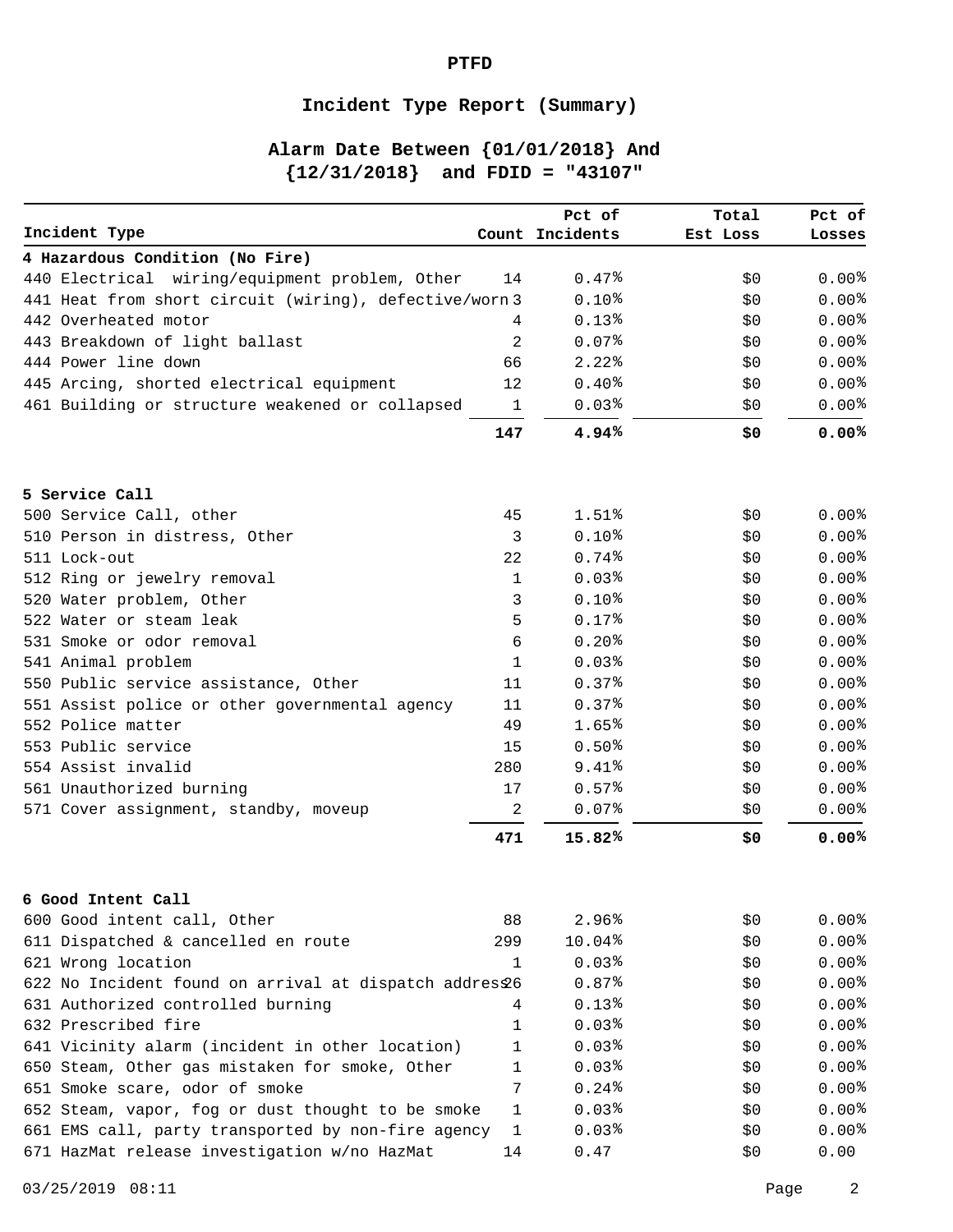**PTFD**

## Incident Type Report (Summary)

### Alarm Date Between {01/01/2018} And {12/31/2018} and FDID = "43107"

| Incident Type | Count | Pct of Incidents | Total Est Loss | Pct of Losses |
|---|---|---|---|---|
| **4 Hazardous Condition (No Fire)** | | | | |
| 440 Electrical wiring/equipment problem, Other | 14 | 0.47% | $0 | 0.00% |
| 441 Heat from short circuit (wiring), defective/worn | 3 | 0.10% | $0 | 0.00% |
| 442 Overheated motor | 4 | 0.13% | $0 | 0.00% |
| 443 Breakdown of light ballast | 2 | 0.07% | $0 | 0.00% |
| 444 Power line down | 66 | 2.22% | $0 | 0.00% |
| 445 Arcing, shorted electrical equipment | 12 | 0.40% | $0 | 0.00% |
| 461 Building or structure weakened or collapsed | 1 | 0.03% | $0 | 0.00% |
| | **147** | **4.94%** | **$0** | **0.00%** |
| **5 Service Call** | | | | |
| 500 Service Call, other | 45 | 1.51% | $0 | 0.00% |
| 510 Person in distress, Other | 3 | 0.10% | $0 | 0.00% |
| 511 Lock-out | 22 | 0.74% | $0 | 0.00% |
| 512 Ring or jewelry removal | 1 | 0.03% | $0 | 0.00% |
| 520 Water problem, Other | 3 | 0.10% | $0 | 0.00% |
| 522 Water or steam leak | 5 | 0.17% | $0 | 0.00% |
| 531 Smoke or odor removal | 6 | 0.20% | $0 | 0.00% |
| 541 Animal problem | 1 | 0.03% | $0 | 0.00% |
| 550 Public service assistance, Other | 11 | 0.37% | $0 | 0.00% |
| 551 Assist police or other governmental agency | 11 | 0.37% | $0 | 0.00% |
| 552 Police matter | 49 | 1.65% | $0 | 0.00% |
| 553 Public service | 15 | 0.50% | $0 | 0.00% |
| 554 Assist invalid | 280 | 9.41% | $0 | 0.00% |
| 561 Unauthorized burning | 17 | 0.57% | $0 | 0.00% |
| 571 Cover assignment, standby, moveup | 2 | 0.07% | $0 | 0.00% |
| | **471** | **15.82%** | **$0** | **0.00%** |
| **6 Good Intent Call** | | | | |
| 600 Good intent call, Other | 88 | 2.96% | $0 | 0.00% |
| 611 Dispatched & cancelled en route | 299 | 10.04% | $0 | 0.00% |
| 621 Wrong location | 1 | 0.03% | $0 | 0.00% |
| 622 No Incident found on arrival at dispatch address | 26 | 0.87% | $0 | 0.00% |
| 631 Authorized controlled burning | 4 | 0.13% | $0 | 0.00% |
| 632 Prescribed fire | 1 | 0.03% | $0 | 0.00% |
| 641 Vicinity alarm (incident in other location) | 1 | 0.03% | $0 | 0.00% |
| 650 Steam, Other gas mistaken for smoke, Other | 1 | 0.03% | $0 | 0.00% |
| 651 Smoke scare, odor of smoke | 7 | 0.24% | $0 | 0.00% |
| 652 Steam, vapor, fog or dust thought to be smoke | 1 | 0.03% | $0 | 0.00% |
| 661 EMS call, party transported by non-fire agency | 1 | 0.03% | $0 | 0.00% |
| 671 HazMat release investigation w/no HazMat | 14 | 0.47 | $0 | 0.00 |

03/25/2019 08:11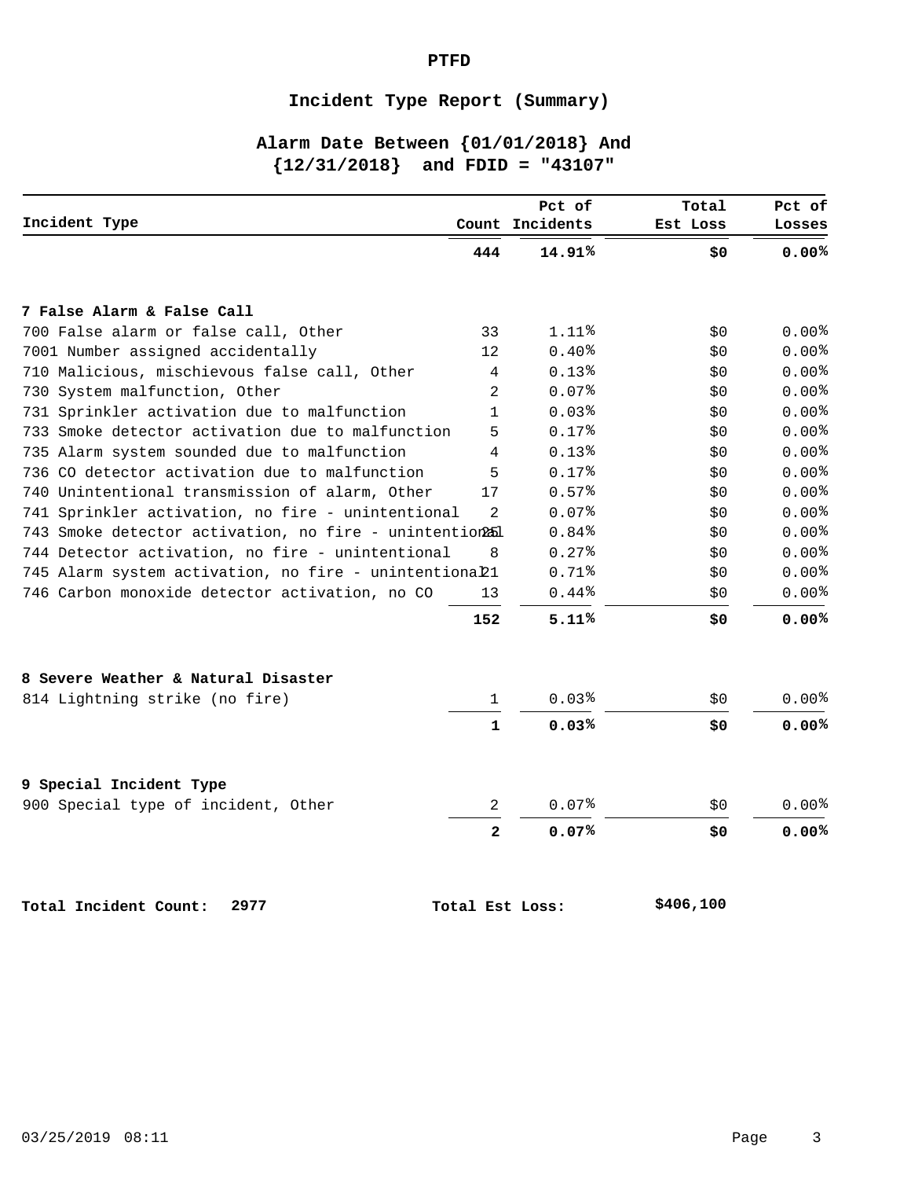**PTFD**

## Incident Type Report (Summary)

### Alarm Date Between {01/01/2018} And {12/31/2018} and FDID = "43107"

| Incident Type | Count | Pct of Incidents | Total Est Loss | Pct of Losses |
|---|---|---|---|---|
| | **444** | **14.91%** | **$0** | **0.00%** |
| **7 False Alarm & False Call** | | | | |
| 700 False alarm or false call, Other | 33 | 1.11% | $0 | 0.00% |
| 7001 Number assigned accidentally | 12 | 0.40% | $0 | 0.00% |
| 710 Malicious, mischievous false call, Other | 4 | 0.13% | $0 | 0.00% |
| 730 System malfunction, Other | 2 | 0.07% | $0 | 0.00% |
| 731 Sprinkler activation due to malfunction | 1 | 0.03% | $0 | 0.00% |
| 733 Smoke detector activation due to malfunction | 5 | 0.17% | $0 | 0.00% |
| 735 Alarm system sounded due to malfunction | 4 | 0.13% | $0 | 0.00% |
| 736 CO detector activation due to malfunction | 5 | 0.17% | $0 | 0.00% |
| 740 Unintentional transmission of alarm, Other | 17 | 0.57% | $0 | 0.00% |
| 741 Sprinkler activation, no fire - unintentional | 2 | 0.07% | $0 | 0.00% |
| 743 Smoke detector activation, no fire - unintentional | 25 | 0.84% | $0 | 0.00% |
| 744 Detector activation, no fire - unintentional | 8 | 0.27% | $0 | 0.00% |
| 745 Alarm system activation, no fire - unintentional | 21 | 0.71% | $0 | 0.00% |
| 746 Carbon monoxide detector activation, no CO | 13 | 0.44% | $0 | 0.00% |
| | **152** | **5.11%** | **$0** | **0.00%** |
| **8 Severe Weather & Natural Disaster** | | | | |
| 814 Lightning strike (no fire) | 1 | 0.03% | $0 | 0.00% |
| | **1** | **0.03%** | **$0** | **0.00%** |
| **9 Special Incident Type** | | | | |
| 900 Special type of incident, Other | 2 | 0.07% | $0 | 0.00% |
| | **2** | **0.07%** | **$0** | **0.00%** |

**Total Incident Count: 2977** **Total Est Loss: $406,100**

03/25/2019 08:11